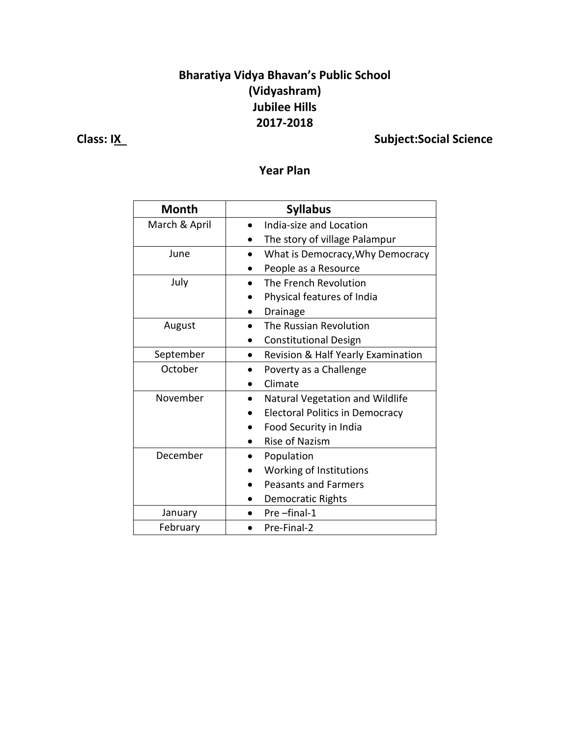# Bharatiya Vidya Bhavan's Public School
## (Vidyashram)
## Jubilee Hills
## 2017-2018

**Class: IX** **Subject:Social Science**

## Year Plan

| Month | Syllabus |
|---|---|
| March & April | • India-size and Location<br>• The story of village Palampur |
| June | • What is Democracy,Why Democracy<br>• People as a Resource |
| July | • The French Revolution<br>• Physical features of India<br>• Drainage |
| August | • The Russian Revolution<br>• Constitutional Design |
| September | • Revision & Half Yearly Examination |
| October | • Poverty as a Challenge<br>• Climate |
| November | • Natural Vegetation and Wildlife<br>• Electoral Politics in Democracy<br>• Food Security in India<br>• Rise of Nazism |
| December | • Population<br>• Working of Institutions<br>• Peasants and Farmers<br>• Democratic Rights |
| January | • Pre –final-1 |
| February | • Pre-Final-2 |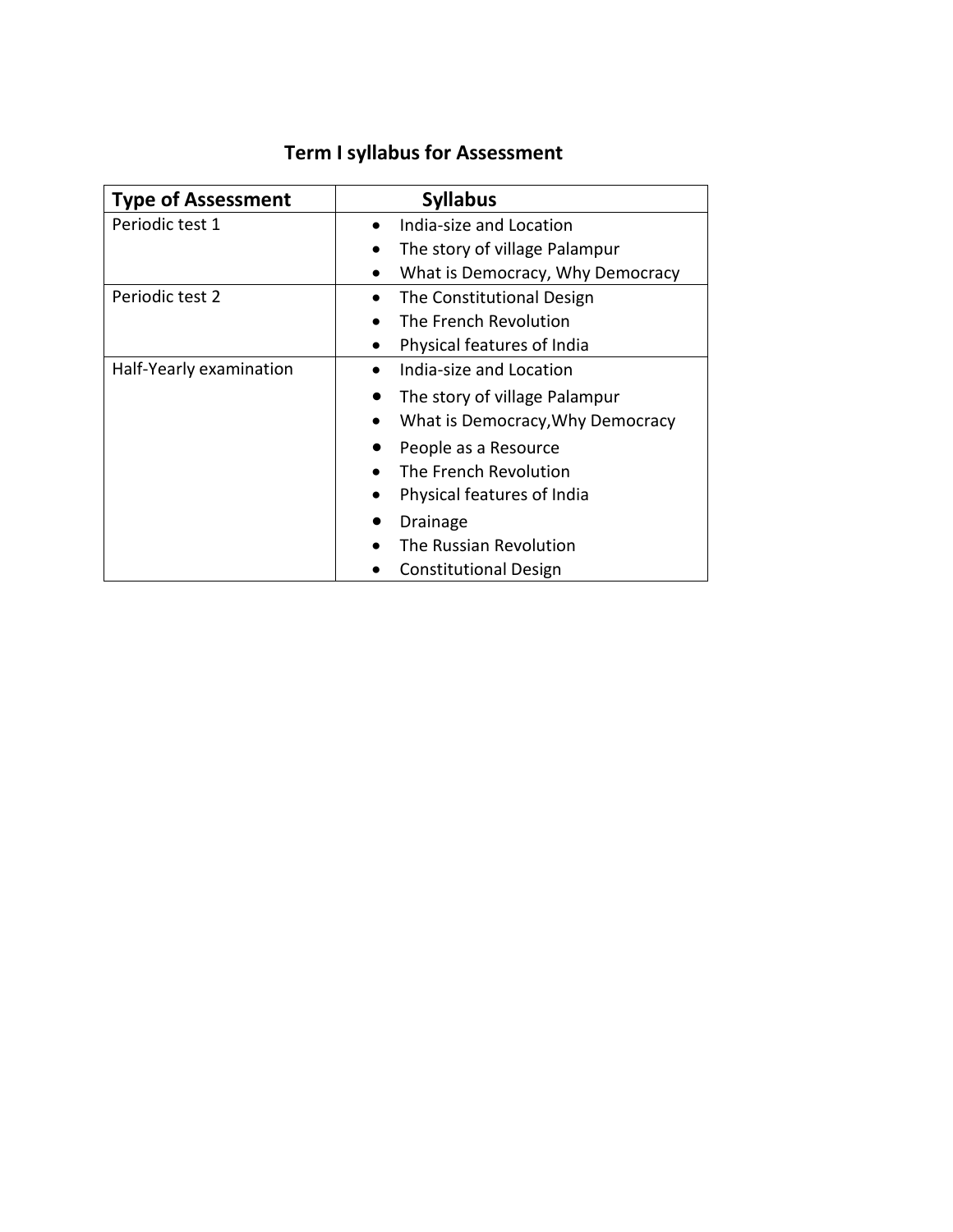## Term I syllabus for Assessment

| Type of Assessment | Syllabus |
| --- | --- |
| Periodic test 1 | • India-size and Location<br>• The story of village Palampur<br>• What is Democracy, Why Democracy |
| Periodic test 2 | • The Constitutional Design<br>• The French Revolution<br>• Physical features of India |
| Half-Yearly examination | • India-size and Location<br>• The story of village Palampur<br>• What is Democracy,Why Democracy<br>• People as a Resource<br>• The French Revolution<br>• Physical features of India<br>• Drainage<br>• The Russian Revolution<br>• Constitutional Design |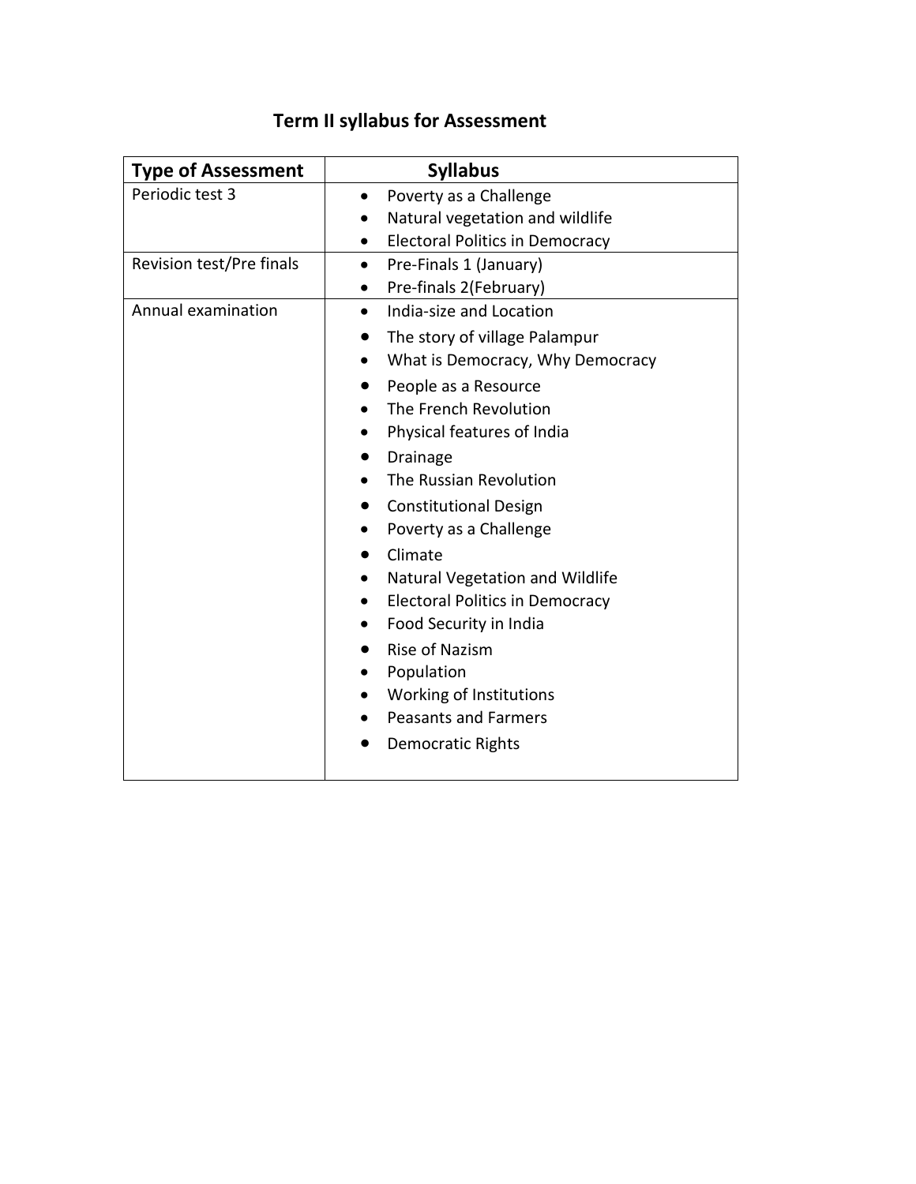# Term II syllabus for Assessment

| Type of Assessment | Syllabus |
|---|---|
| Periodic test 3 | • Poverty as a Challenge<br>• Natural vegetation and wildlife<br>• Electoral Politics in Democracy |
| Revision test/Pre finals | • Pre-Finals 1 (January)<br>• Pre-finals 2(February) |
| Annual examination | • India-size and Location<br>• The story of village Palampur<br>• What is Democracy, Why Democracy<br>• People as a Resource<br>• The French Revolution<br>• Physical features of India<br>• Drainage<br>• The Russian Revolution<br>• Constitutional Design<br>• Poverty as a Challenge<br>• Climate<br>• Natural Vegetation and Wildlife<br>• Electoral Politics in Democracy<br>• Food Security in India<br>• Rise of Nazism<br>• Population<br>• Working of Institutions<br>• Peasants and Farmers<br>• Democratic Rights |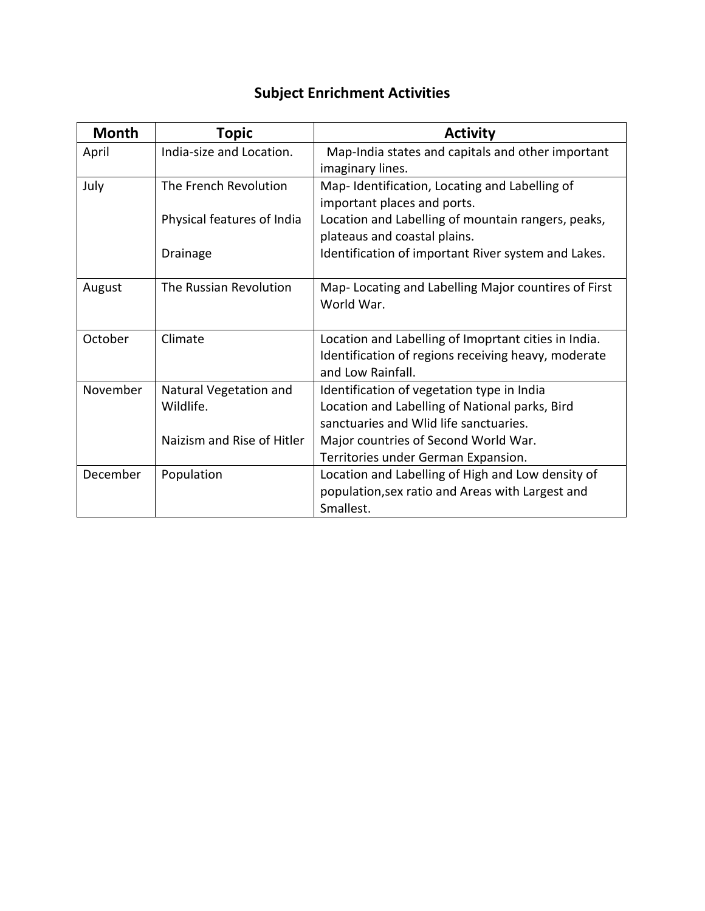# Subject Enrichment Activities

| Month | Topic | Activity |
|---|---|---|
| April | India-size and Location. | Map-India states and capitals and other important imaginary lines. |
| July | The French Revolution<br><br>Physical features of India<br><br>Drainage | Map- Identification, Locating and Labelling of important places and ports.<br>Location and Labelling of mountain rangers, peaks, plateaus and coastal plains.<br>Identification of important River system and Lakes. |
| August | The Russian Revolution | Map- Locating and Labelling Major countires of First World War. |
| October | Climate | Location and Labelling of Imoprtant cities in India.<br>Identification of regions receiving heavy, moderate and Low Rainfall. |
| November | Natural Vegetation and Wildlife.<br><br>Naizism and Rise of Hitler | Identification of vegetation type in India<br>Location and Labelling of National parks, Bird sanctuaries and Wlid life sanctuaries.<br>Major countries of Second World War.<br>Territories under German Expansion. |
| December | Population | Location and Labelling of High and Low density of population,sex ratio and Areas with Largest and Smallest. |